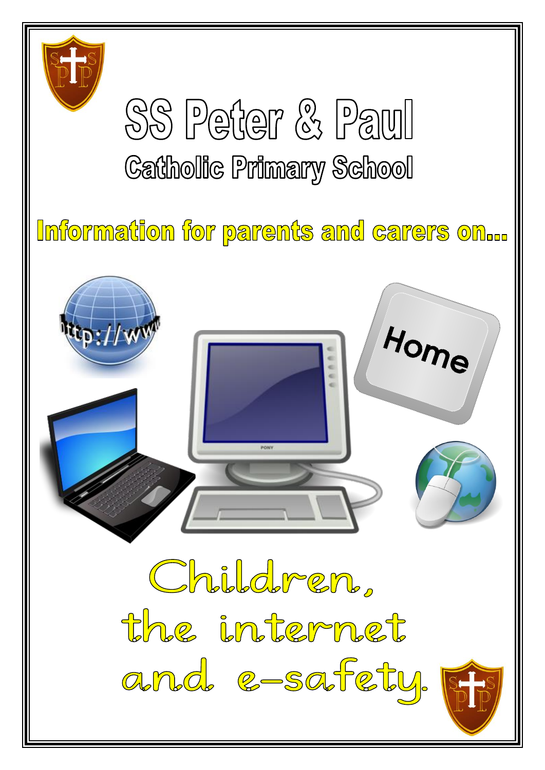# SS Peter & Paul

## Catholic Primary School

**Information for parents and carers on...**

# Children, the internet and e-safety.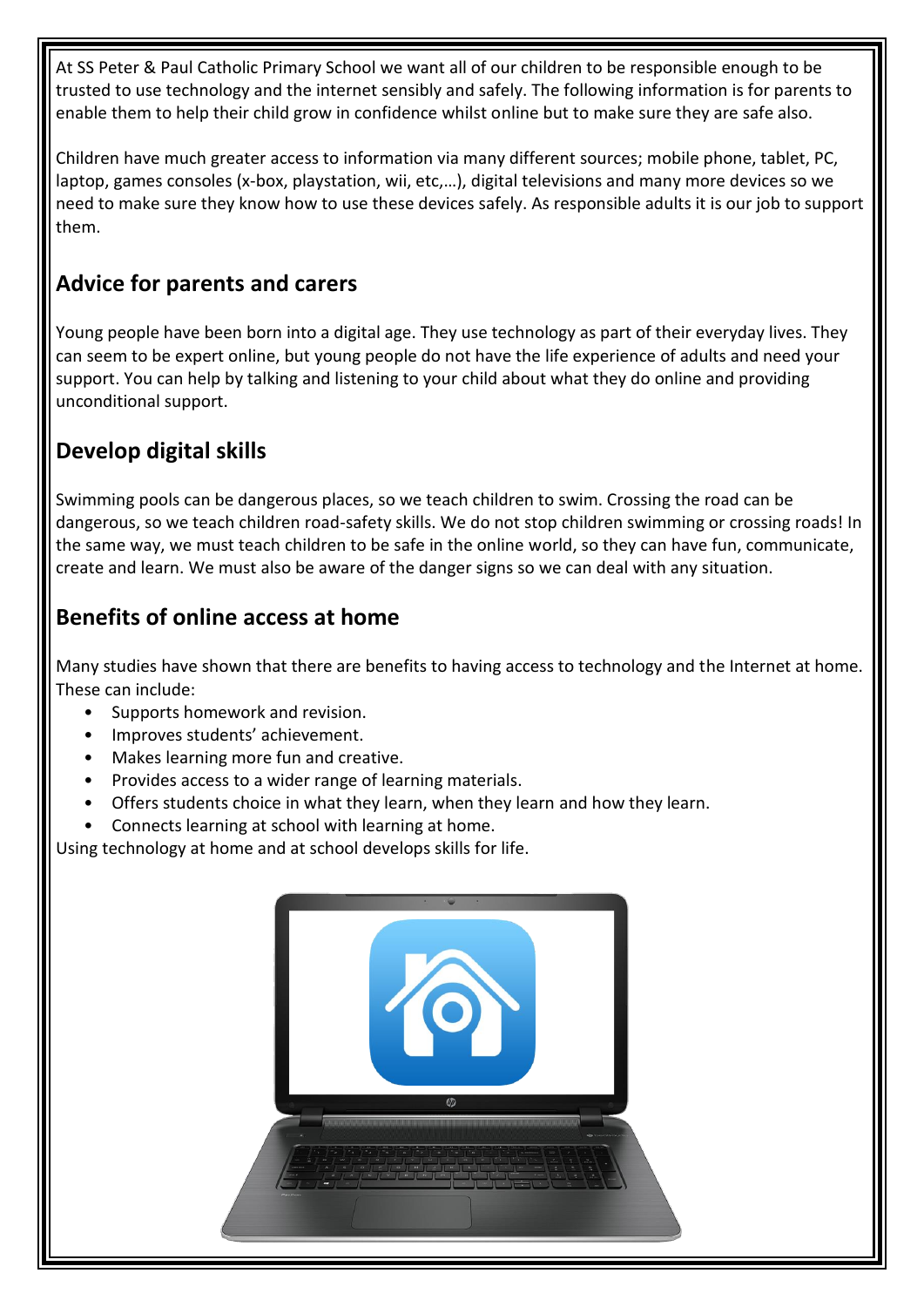At SS Peter & Paul Catholic Primary School we want all of our children to be responsible enough to be trusted to use technology and the internet sensibly and safely. The following information is for parents to enable them to help their child grow in confidence whilst online but to make sure they are safe also.

Children have much greater access to information via many different sources; mobile phone, tablet, PC, laptop, games consoles (x-box, playstation, wii, etc,…), digital televisions and many more devices so we need to make sure they know how to use these devices safely. As responsible adults it is our job to support them.

## Advice for parents and carers

Young people have been born into a digital age. They use technology as part of their everyday lives. They can seem to be expert online, but young people do not have the life experience of adults and need your support. You can help by talking and listening to your child about what they do online and providing unconditional support.

## Develop digital skills

Swimming pools can be dangerous places, so we teach children to swim. Crossing the road can be dangerous, so we teach children road-safety skills. We do not stop children swimming or crossing roads! In the same way, we must teach children to be safe in the online world, so they can have fun, communicate, create and learn. We must also be aware of the danger signs so we can deal with any situation.

## Benefits of online access at home

Many studies have shown that there are benefits to having access to technology and the Internet at home. These can include:

- Supports homework and revision.
- Improves students' achievement.
- Makes learning more fun and creative.
- Provides access to a wider range of learning materials.
- Offers students choice in what they learn, when they learn and how they learn.
- Connects learning at school with learning at home.

Using technology at home and at school develops skills for life.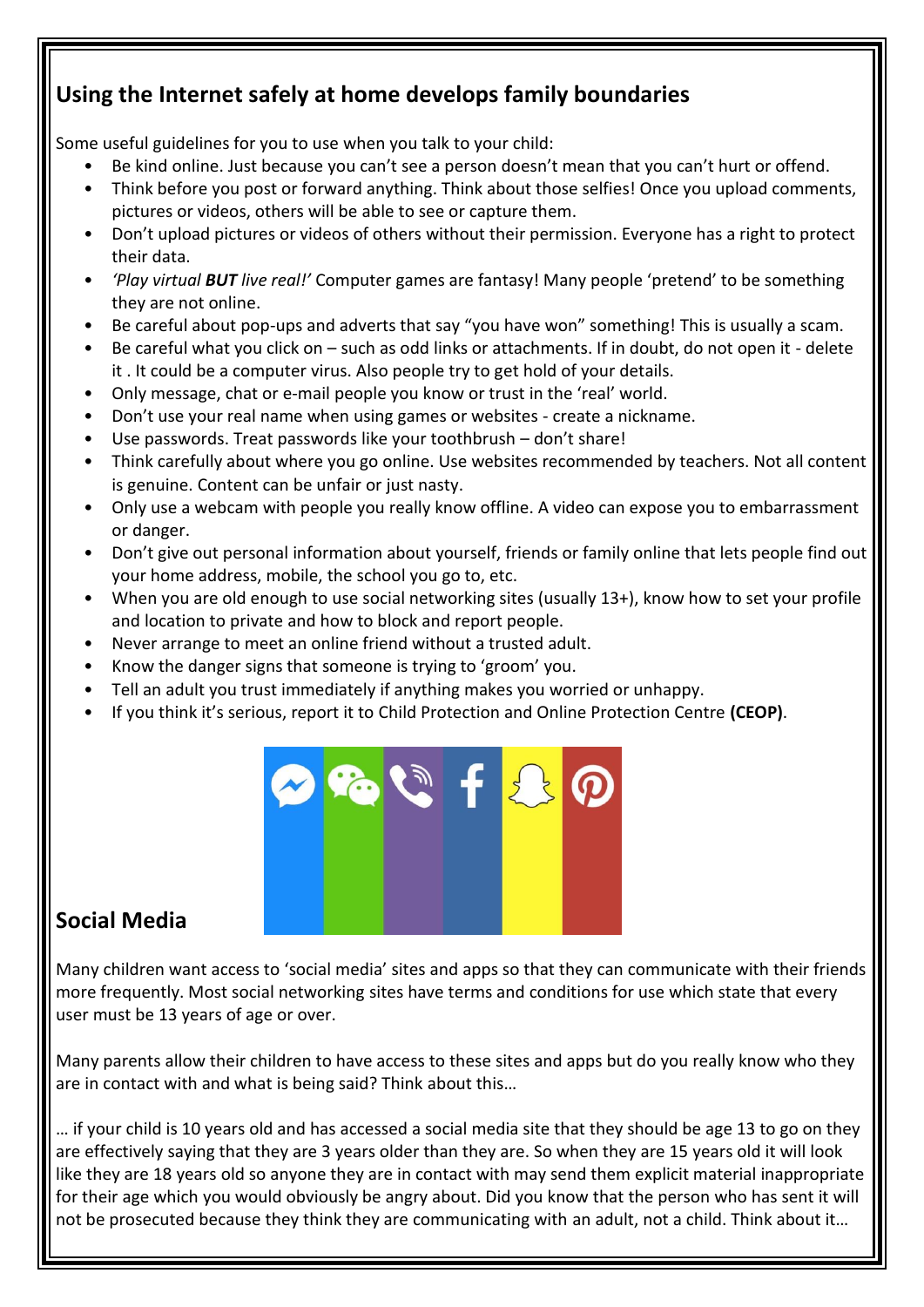## Using the Internet safely at home develops family boundaries

Some useful guidelines for you to use when you talk to your child:

- Be kind online. Just because you can't see a person doesn't mean that you can't hurt or offend.
- Think before you post or forward anything. Think about those selfies! Once you upload comments, pictures or videos, others will be able to see or capture them.
- Don't upload pictures or videos of others without their permission. Everyone has a right to protect their data.
- *'Play virtual **BUT** live real!'* Computer games are fantasy! Many people 'pretend' to be something they are not online.
- Be careful about pop-ups and adverts that say "you have won" something! This is usually a scam.
- Be careful what you click on – such as odd links or attachments. If in doubt, do not open it - delete it . It could be a computer virus. Also people try to get hold of your details.
- Only message, chat or e-mail people you know or trust in the 'real' world.
- Don't use your real name when using games or websites - create a nickname.
- Use passwords. Treat passwords like your toothbrush – don't share!
- Think carefully about where you go online. Use websites recommended by teachers. Not all content is genuine. Content can be unfair or just nasty.
- Only use a webcam with people you really know offline. A video can expose you to embarrassment or danger.
- Don't give out personal information about yourself, friends or family online that lets people find out your home address, mobile, the school you go to, etc.
- When you are old enough to use social networking sites (usually 13+), know how to set your profile and location to private and how to block and report people.
- Never arrange to meet an online friend without a trusted adult.
- Know the danger signs that someone is trying to 'groom' you.
- Tell an adult you trust immediately if anything makes you worried or unhappy.
- If you think it's serious, report it to Child Protection and Online Protection Centre **(CEOP)**.

## Social Media

Many children want access to 'social media' sites and apps so that they can communicate with their friends more frequently. Most social networking sites have terms and conditions for use which state that every user must be 13 years of age or over.

Many parents allow their children to have access to these sites and apps but do you really know who they are in contact with and what is being said? Think about this…

… if your child is 10 years old and has accessed a social media site that they should be age 13 to go on they are effectively saying that they are 3 years older than they are. So when they are 15 years old it will look like they are 18 years old so anyone they are in contact with may send them explicit material inappropriate for their age which you would obviously be angry about. Did you know that the person who has sent it will not be prosecuted because they think they are communicating with an adult, not a child. Think about it…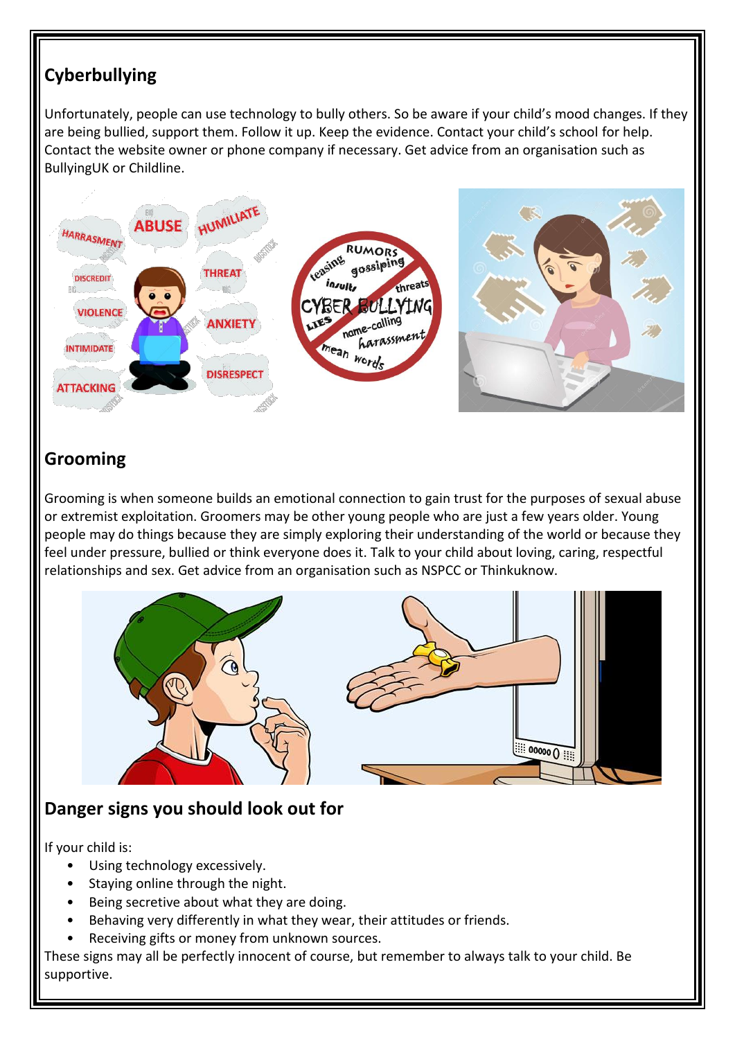## Cyberbullying

Unfortunately, people can use technology to bully others. So be aware if your child's mood changes. If they are being bullied, support them. Follow it up. Keep the evidence. Contact your child's school for help. Contact the website owner or phone company if necessary. Get advice from an organisation such as BullyingUK or Childline.

## Grooming

Grooming is when someone builds an emotional connection to gain trust for the purposes of sexual abuse or extremist exploitation. Groomers may be other young people who are just a few years older. Young people may do things because they are simply exploring their understanding of the world or because they feel under pressure, bullied or think everyone does it. Talk to your child about loving, caring, respectful relationships and sex. Get advice from an organisation such as NSPCC or Thinkuknow.

## Danger signs you should look out for

If your child is:

- Using technology excessively.
- Staying online through the night.
- Being secretive about what they are doing.
- Behaving very differently in what they wear, their attitudes or friends.
- Receiving gifts or money from unknown sources.

These signs may all be perfectly innocent of course, but remember to always talk to your child. Be supportive.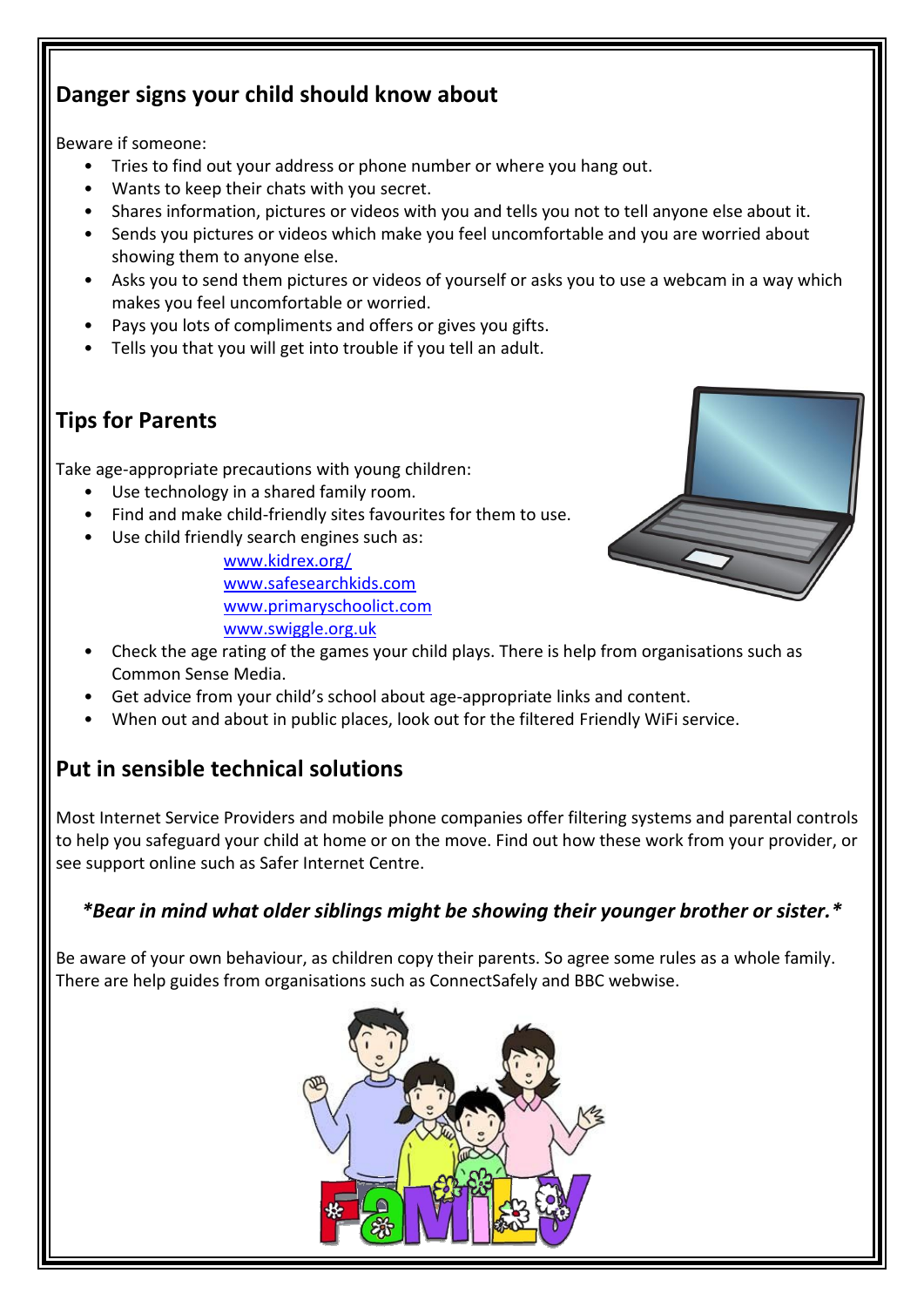## Danger signs your child should know about

Beware if someone:

- Tries to find out your address or phone number or where you hang out.
- Wants to keep their chats with you secret.
- Shares information, pictures or videos with you and tells you not to tell anyone else about it.
- Sends you pictures or videos which make you feel uncomfortable and you are worried about showing them to anyone else.
- Asks you to send them pictures or videos of yourself or asks you to use a webcam in a way which makes you feel uncomfortable or worried.
- Pays you lots of compliments and offers or gives you gifts.
- Tells you that you will get into trouble if you tell an adult.

## Tips for Parents

Take age-appropriate precautions with young children:

- Use technology in a shared family room.
- Find and make child-friendly sites favourites for them to use.
- Use child friendly search engines such as:
  - www.kidrex.org/
  - www.safesearchkids.com
  - www.primaryschoolict.com
  - www.swiggle.org.uk
- Check the age rating of the games your child plays. There is help from organisations such as Common Sense Media.
- Get advice from your child's school about age-appropriate links and content.
- When out and about in public places, look out for the filtered Friendly WiFi service.

## Put in sensible technical solutions

Most Internet Service Providers and mobile phone companies offer filtering systems and parental controls to help you safeguard your child at home or on the move. Find out how these work from your provider, or see support online such as Safer Internet Centre.

***Bear in mind what older siblings might be showing their younger brother or sister.***

Be aware of your own behaviour, as children copy their parents. So agree some rules as a whole family. There are help guides from organisations such as ConnectSafely and BBC webwise.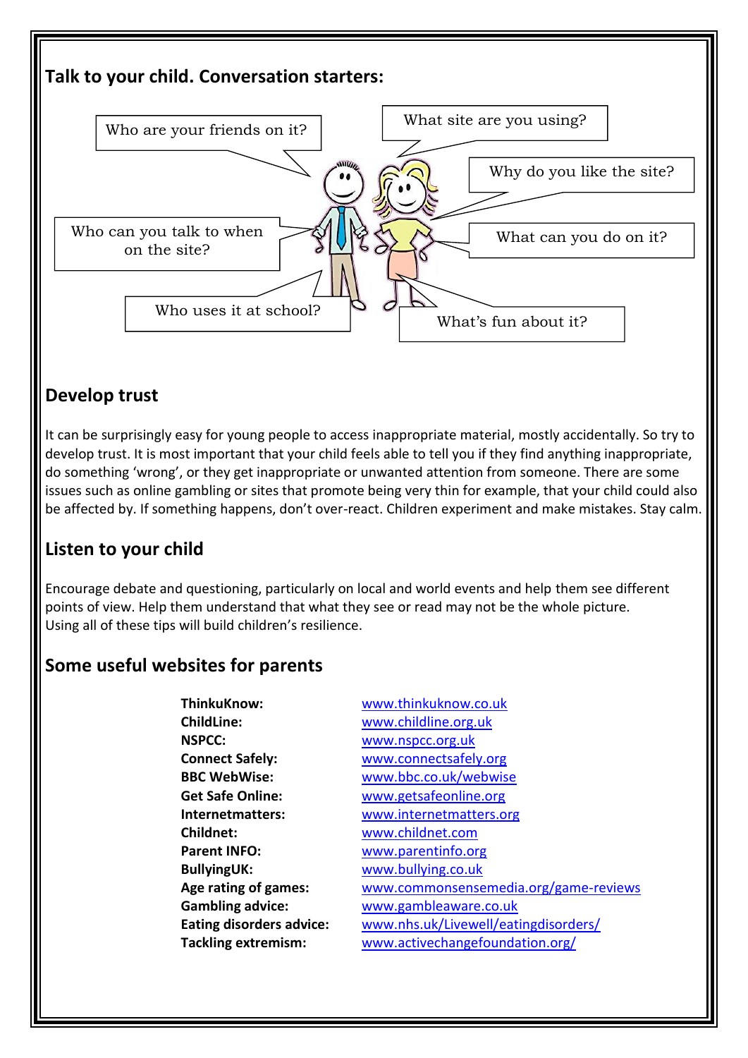## Talk to your child. Conversation starters:

- Who are your friends on it?
- What site are you using?
- Why do you like the site?
- Who can you talk to when on the site?
- What can you do on it?
- Who uses it at school?
- What's fun about it?

## Develop trust

It can be surprisingly easy for young people to access inappropriate material, mostly accidentally. So try to develop trust. It is most important that your child feels able to tell you if they find anything inappropriate, do something 'wrong', or they get inappropriate or unwanted attention from someone. There are some issues such as online gambling or sites that promote being very thin for example, that your child could also be affected by. If something happens, don't over-react. Children experiment and make mistakes. Stay calm.

## Listen to your child

Encourage debate and questioning, particularly on local and world events and help them see different points of view. Help them understand that what they see or read may not be the whole picture.
Using all of these tips will build children's resilience.

## Some useful websites for parents

| | |
|---|---|
| **ThinkuKnow:** | www.thinkuknow.co.uk |
| **ChildLine:** | www.childline.org.uk |
| **NSPCC:** | www.nspcc.org.uk |
| **Connect Safely:** | www.connectsafely.org |
| **BBC WebWise:** | www.bbc.co.uk/webwise |
| **Get Safe Online:** | www.getsafeonline.org |
| **Internetmatters:** | www.internetmatters.org |
| **Childnet:** | www.childnet.com |
| **Parent INFO:** | www.parentinfo.org |
| **BullyingUK:** | www.bullying.co.uk |
| **Age rating of games:** | www.commonsensemedia.org/game-reviews |
| **Gambling advice:** | www.gambleaware.co.uk |
| **Eating disorders advice:** | www.nhs.uk/Livewell/eatingdisorders/ |
| **Tackling extremism:** | www.activechangefoundation.org/ |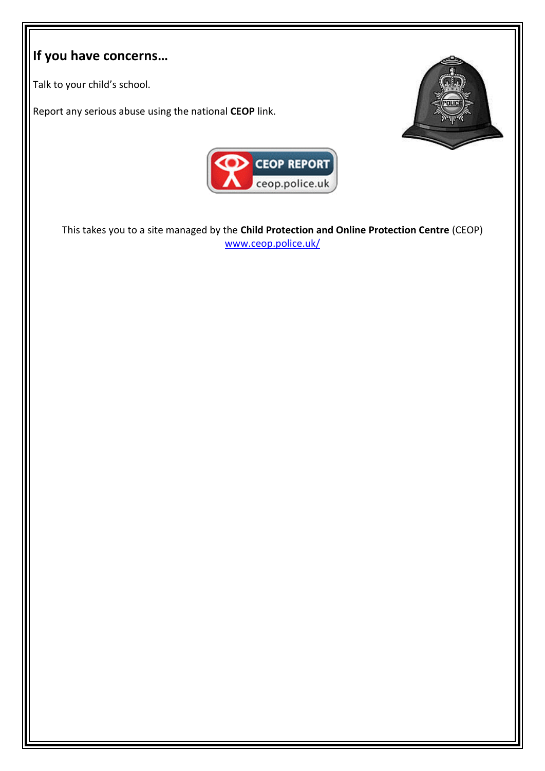## If you have concerns…

Talk to your child's school.

Report any serious abuse using the national **CEOP** link.

This takes you to a site managed by the **Child Protection and Online Protection Centre** (CEOP) www.ceop.police.uk/